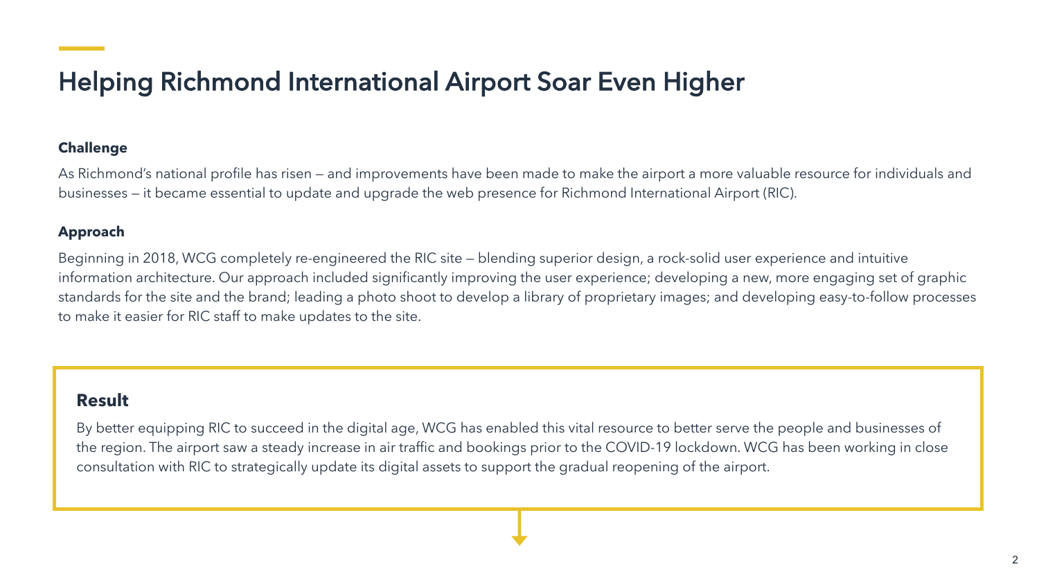# Helping Richmond International Airport Soar Even Higher

**Challenge**

As Richmond's national profile has risen — and improvements have been made to make the airport a more valuable resource for individuals and businesses — it became essential to update and upgrade the web presence for Richmond International Airport (RIC).

**Approach**

Beginning in 2018, WCG completely re-engineered the RIC site — blending superior design, a rock-solid user experience and intuitive information architecture. Our approach included significantly improving the user experience; developing a new, more engaging set of graphic standards for the site and the brand; leading a photo shoot to develop a library of proprietary images; and developing easy-to-follow processes to make it easier for RIC staff to make updates to the site.

**Result**

By better equipping RIC to succeed in the digital age, WCG has enabled this vital resource to better serve the people and businesses of the region. The airport saw a steady increase in air traffic and bookings prior to the COVID-19 lockdown. WCG has been working in close consultation with RIC to strategically update its digital assets to support the gradual reopening of the airport.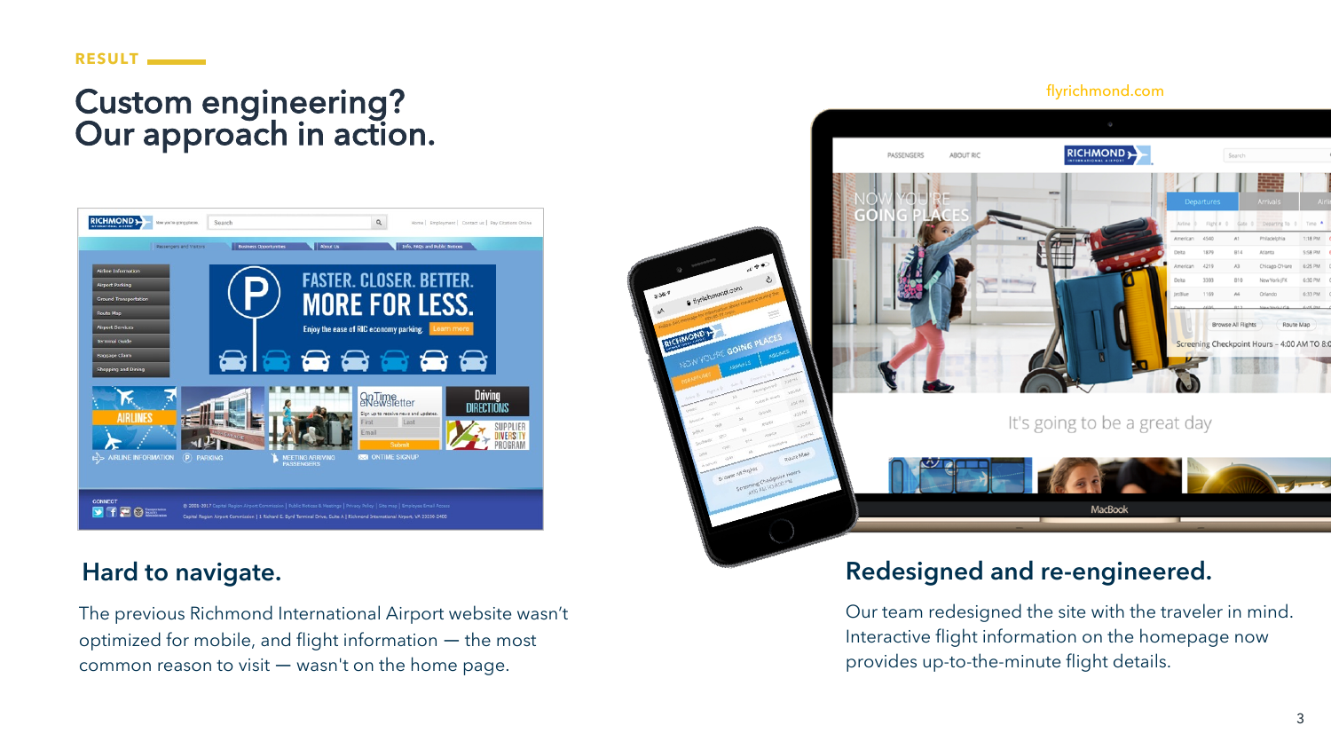RESULT

# Custom engineering? Our approach in action.

flyrichmond.com

## Hard to navigate.

The previous Richmond International Airport website wasn't optimized for mobile, and flight information — the most common reason to visit — wasn't on the home page.

## Redesigned and re-engineered.

Our team redesigned the site with the traveler in mind. Interactive flight information on the homepage now provides up-to-the-minute flight details.